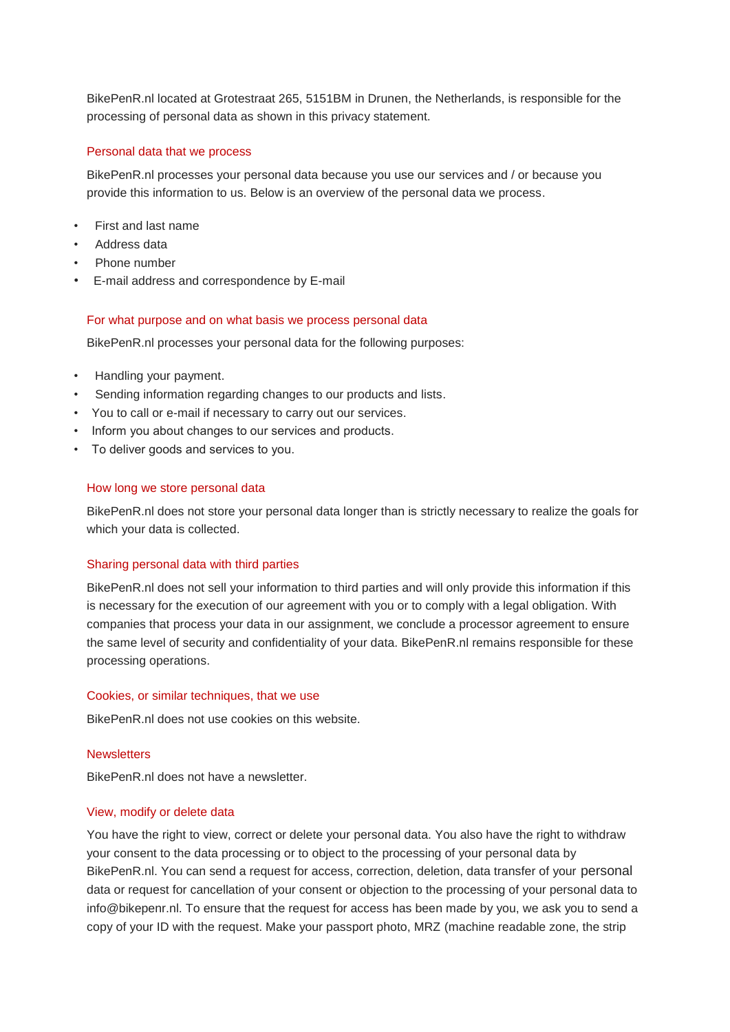BikePenR.nl located at Grotestraat 265, 5151BM in Drunen, the Netherlands, is responsible for the processing of personal data as shown in this privacy statement.

## Personal data that we process

BikePenR.nl processes your personal data because you use our services and / or because you provide this information to us. Below is an overview of the personal data we process.

- First and last name
- Address data
- Phone number
- E-mail address and correspondence by E-mail

## For what purpose and on what basis we process personal data

BikePenR.nl processes your personal data for the following purposes:

- Handling your payment.
- Sending information regarding changes to our products and lists.
- You to call or e-mail if necessary to carry out our services.
- Inform you about changes to our services and products.
- To deliver goods and services to you.

## How long we store personal data

BikePenR.nl does not store your personal data longer than is strictly necessary to realize the goals for which your data is collected.

## Sharing personal data with third parties

BikePenR.nl does not sell your information to third parties and will only provide this information if this is necessary for the execution of our agreement with you or to comply with a legal obligation. With companies that process your data in our assignment, we conclude a processor agreement to ensure the same level of security and confidentiality of your data. BikePenR.nl remains responsible for these processing operations.

## Cookies, or similar techniques, that we use

BikePenR.nl does not use cookies on this website.

## Newsletters

BikePenR.nl does not have a newsletter.

## View, modify or delete data

You have the right to view, correct or delete your personal data. You also have the right to withdraw your consent to the data processing or to object to the processing of your personal data by BikePenR.nl. You can send a request for access, correction, deletion, data transfer of your personal data or request for cancellation of your consent or objection to the processing of your personal data to info@bikepenr.nl. To ensure that the request for access has been made by you, we ask you to send a copy of your ID with the request. Make your passport photo, MRZ (machine readable zone, the strip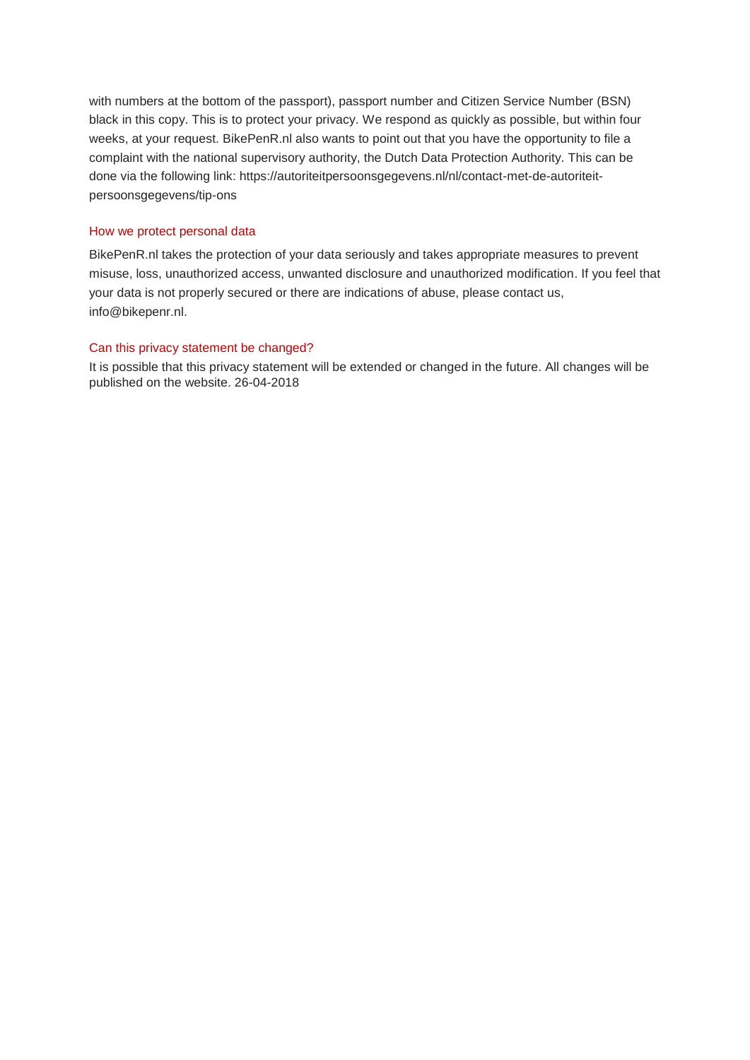with numbers at the bottom of the passport), passport number and Citizen Service Number (BSN) black in this copy. This is to protect your privacy. We respond as quickly as possible, but within four weeks, at your request. BikePenR.nl also wants to point out that you have the opportunity to file a complaint with the national supervisory authority, the Dutch Data Protection Authority. This can be done via the following link: https://autoriteitpersoonsgegevens.nl/nl/contact-met-de-autoriteit-persoonsgegevens/tip-ons

## How we protect personal data

BikePenR.nl takes the protection of your data seriously and takes appropriate measures to prevent misuse, loss, unauthorized access, unwanted disclosure and unauthorized modification. If you feel that your data is not properly secured or there are indications of abuse, please contact us, info@bikepenr.nl.

## Can this privacy statement be changed?

It is possible that this privacy statement will be extended or changed in the future. All changes will be published on the website. 26-04-2018